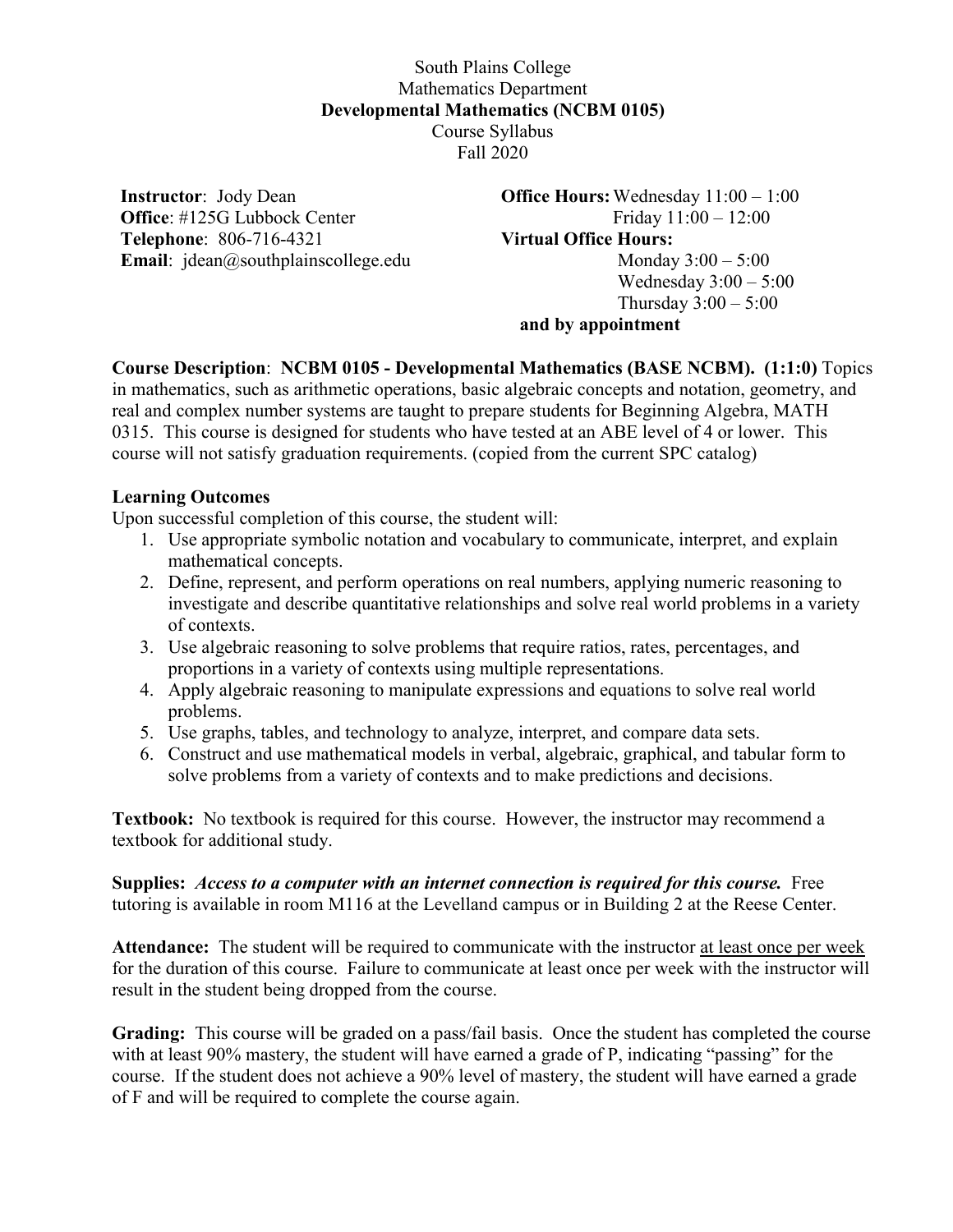South Plains College
Mathematics Department
**Developmental Mathematics (NCBM 0105)**
Course Syllabus
Fall 2020

**Instructor**: Jody Dean
**Office**: #125G Lubbock Center
**Telephone**: 806-716-4321
**Email**: jdean@southplainscollege.edu

**Office Hours:** Wednesday 11:00 – 1:00
Friday 11:00 – 12:00
**Virtual Office Hours:**
Monday 3:00 – 5:00
Wednesday 3:00 – 5:00
Thursday 3:00 – 5:00
**and by appointment**

**Course Description**: **NCBM 0105 - Developmental Mathematics (BASE NCBM). (1:1:0)** Topics in mathematics, such as arithmetic operations, basic algebraic concepts and notation, geometry, and real and complex number systems are taught to prepare students for Beginning Algebra, MATH 0315. This course is designed for students who have tested at an ABE level of 4 or lower. This course will not satisfy graduation requirements. (copied from the current SPC catalog)

**Learning Outcomes**

Upon successful completion of this course, the student will:

1. Use appropriate symbolic notation and vocabulary to communicate, interpret, and explain mathematical concepts.
2. Define, represent, and perform operations on real numbers, applying numeric reasoning to investigate and describe quantitative relationships and solve real world problems in a variety of contexts.
3. Use algebraic reasoning to solve problems that require ratios, rates, percentages, and proportions in a variety of contexts using multiple representations.
4. Apply algebraic reasoning to manipulate expressions and equations to solve real world problems.
5. Use graphs, tables, and technology to analyze, interpret, and compare data sets.
6. Construct and use mathematical models in verbal, algebraic, graphical, and tabular form to solve problems from a variety of contexts and to make predictions and decisions.

**Textbook:** No textbook is required for this course. However, the instructor may recommend a textbook for additional study.

**Supplies:** ***Access to a computer with an internet connection is required for this course.*** Free tutoring is available in room M116 at the Levelland campus or in Building 2 at the Reese Center.

**Attendance:** The student will be required to communicate with the instructor <u>at least once per week</u> for the duration of this course. Failure to communicate at least once per week with the instructor will result in the student being dropped from the course.

**Grading:** This course will be graded on a pass/fail basis. Once the student has completed the course with at least 90% mastery, the student will have earned a grade of P, indicating "passing" for the course. If the student does not achieve a 90% level of mastery, the student will have earned a grade of F and will be required to complete the course again.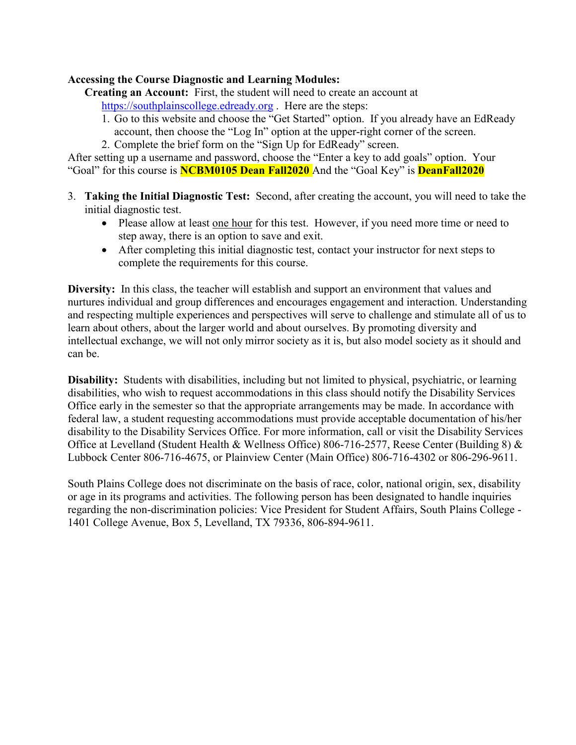**Accessing the Course Diagnostic and Learning Modules:**

**Creating an Account:** First, the student will need to create an account at https://southplainscollege.edready.org . Here are the steps:

1. Go to this website and choose the "Get Started" option. If you already have an EdReady account, then choose the "Log In" option at the upper-right corner of the screen.
2. Complete the brief form on the "Sign Up for EdReady" screen.

After setting up a username and password, choose the "Enter a key to add goals" option. Your "Goal" for this course is **NCBM0105 Dean Fall2020** And the "Goal Key" is **DeanFall2020**

3. **Taking the Initial Diagnostic Test:** Second, after creating the account, you will need to take the initial diagnostic test.
   - Please allow at least one hour for this test. However, if you need more time or need to step away, there is an option to save and exit.
   - After completing this initial diagnostic test, contact your instructor for next steps to complete the requirements for this course.

**Diversity:** In this class, the teacher will establish and support an environment that values and nurtures individual and group differences and encourages engagement and interaction. Understanding and respecting multiple experiences and perspectives will serve to challenge and stimulate all of us to learn about others, about the larger world and about ourselves. By promoting diversity and intellectual exchange, we will not only mirror society as it is, but also model society as it should and can be.

**Disability:** Students with disabilities, including but not limited to physical, psychiatric, or learning disabilities, who wish to request accommodations in this class should notify the Disability Services Office early in the semester so that the appropriate arrangements may be made. In accordance with federal law, a student requesting accommodations must provide acceptable documentation of his/her disability to the Disability Services Office. For more information, call or visit the Disability Services Office at Levelland (Student Health & Wellness Office) 806-716-2577, Reese Center (Building 8) & Lubbock Center 806-716-4675, or Plainview Center (Main Office) 806-716-4302 or 806-296-9611.

South Plains College does not discriminate on the basis of race, color, national origin, sex, disability or age in its programs and activities. The following person has been designated to handle inquiries regarding the non-discrimination policies: Vice President for Student Affairs, South Plains College - 1401 College Avenue, Box 5, Levelland, TX 79336, 806-894-9611.